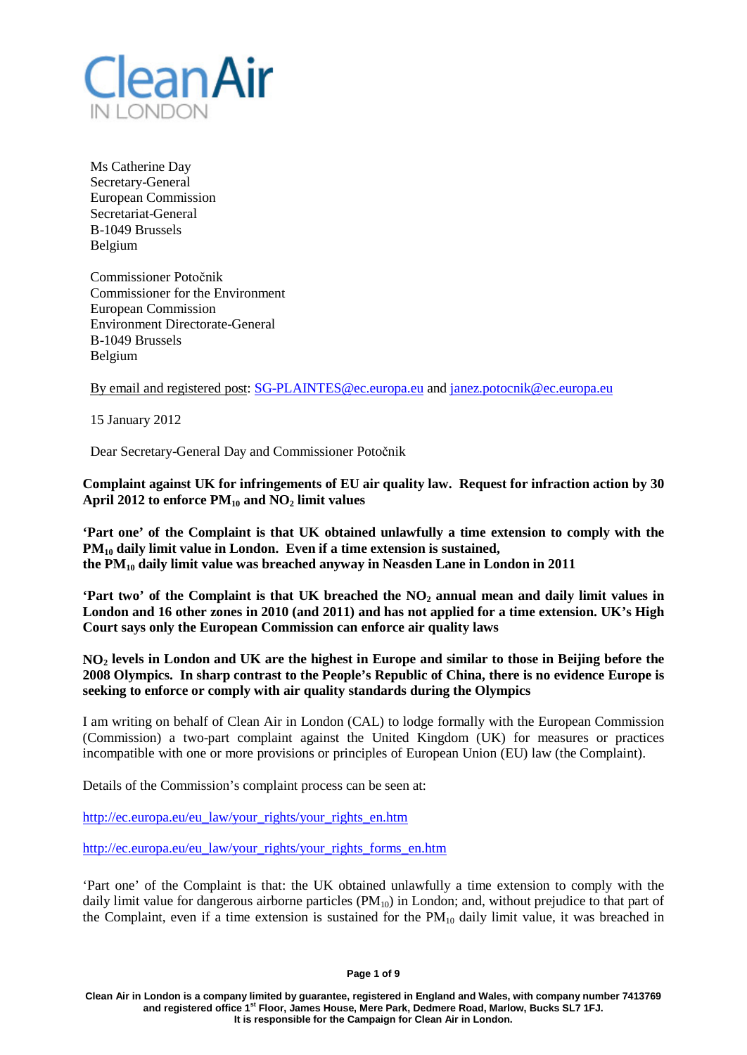Clean Air IN LONDON

Ms Catherine Day
Secretary-General
European Commission
Secretariat-General
B-1049 Brussels
Belgium

Commissioner Potočnik
Commissioner for the Environment
European Commission
Environment Directorate-General
B-1049 Brussels
Belgium

By email and registered post: SG-PLAINTES@ec.europa.eu and janez.potocnik@ec.europa.eu

15 January 2012

Dear Secretary-General Day and Commissioner Potočnik

**Complaint against UK for infringements of EU air quality law. Request for infraction action by 30 April 2012 to enforce $PM_{10}$ and $NO_2$ limit values**

**'Part one' of the Complaint is that UK obtained unlawfully a time extension to comply with the $PM_{10}$ daily limit value in London. Even if a time extension is sustained, the $PM_{10}$ daily limit value was breached anyway in Neasden Lane in London in 2011**

**'Part two' of the Complaint is that UK breached the $NO_2$ annual mean and daily limit values in London and 16 other zones in 2010 (and 2011) and has not applied for a time extension. UK's High Court says only the European Commission can enforce air quality laws**

**$NO_2$ levels in London and UK are the highest in Europe and similar to those in Beijing before the 2008 Olympics. In sharp contrast to the People's Republic of China, there is no evidence Europe is seeking to enforce or comply with air quality standards during the Olympics**

I am writing on behalf of Clean Air in London (CAL) to lodge formally with the European Commission (Commission) a two-part complaint against the United Kingdom (UK) for measures or practices incompatible with one or more provisions or principles of European Union (EU) law (the Complaint).

Details of the Commission's complaint process can be seen at:

http://ec.europa.eu/eu_law/your_rights/your_rights_en.htm

http://ec.europa.eu/eu_law/your_rights/your_rights_forms_en.htm

'Part one' of the Complaint is that: the UK obtained unlawfully a time extension to comply with the daily limit value for dangerous airborne particles ($PM_{10}$) in London; and, without prejudice to that part of the Complaint, even if a time extension is sustained for the $PM_{10}$ daily limit value, it was breached in

Clean Air in London is a company limited by guarantee, registered in England and Wales, with company number 7413769 and registered office 1st Floor, James House, Mere Park, Dedmere Road, Marlow, Bucks SL7 1FJ. It is responsible for the Campaign for Clean Air in London.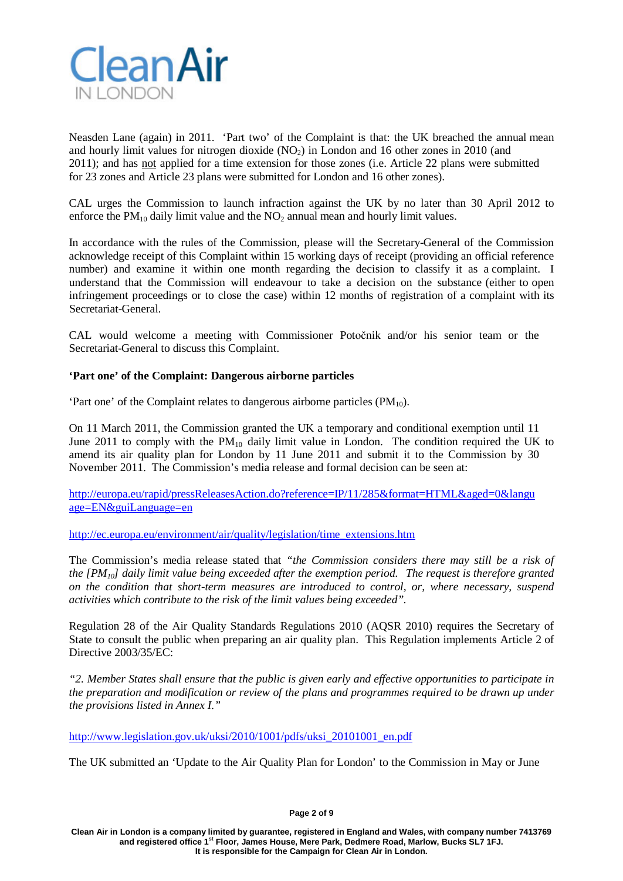Neasden Lane (again) in 2011. 'Part two' of the Complaint is that: the UK breached the annual mean and hourly limit values for nitrogen dioxide ($NO_2$) in London and 16 other zones in 2010 (and 2011); and has not applied for a time extension for those zones (i.e. Article 22 plans were submitted for 23 zones and Article 23 plans were submitted for London and 16 other zones).

CAL urges the Commission to launch infraction against the UK by no later than 30 April 2012 to enforce the $PM_{10}$ daily limit value and the $NO_2$ annual mean and hourly limit values.

In accordance with the rules of the Commission, please will the Secretary-General of the Commission acknowledge receipt of this Complaint within 15 working days of receipt (providing an official reference number) and examine it within one month regarding the decision to classify it as a complaint. I understand that the Commission will endeavour to take a decision on the substance (either to open infringement proceedings or to close the case) within 12 months of registration of a complaint with its Secretariat-General.

CAL would welcome a meeting with Commissioner Potočnik and/or his senior team or the Secretariat-General to discuss this Complaint.

**'Part one' of the Complaint: Dangerous airborne particles**

'Part one' of the Complaint relates to dangerous airborne particles ($PM_{10}$).

On 11 March 2011, the Commission granted the UK a temporary and conditional exemption until 11 June 2011 to comply with the $PM_{10}$ daily limit value in London. The condition required the UK to amend its air quality plan for London by 11 June 2011 and submit it to the Commission by 30 November 2011. The Commission's media release and formal decision can be seen at:

http://europa.eu/rapid/pressReleasesAction.do?reference=IP/11/285&format=HTML&aged=0&language=EN&guiLanguage=en

http://ec.europa.eu/environment/air/quality/legislation/time_extensions.htm

The Commission's media release stated that *"the Commission considers there may still be a risk of the [$PM_{10}$] daily limit value being exceeded after the exemption period. The request is therefore granted on the condition that short-term measures are introduced to control, or, where necessary, suspend activities which contribute to the risk of the limit values being exceeded".*

Regulation 28 of the Air Quality Standards Regulations 2010 (AQSR 2010) requires the Secretary of State to consult the public when preparing an air quality plan. This Regulation implements Article 2 of Directive 2003/35/EC:

*"2. Member States shall ensure that the public is given early and effective opportunities to participate in the preparation and modification or review of the plans and programmes required to be drawn up under the provisions listed in Annex I."*

http://www.legislation.gov.uk/uksi/2010/1001/pdfs/uksi_20101001_en.pdf

The UK submitted an 'Update to the Air Quality Plan for London' to the Commission in May or June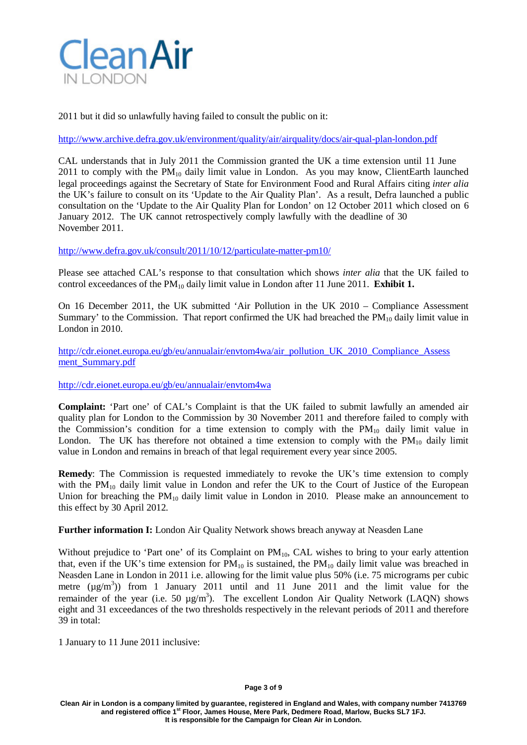2011 but it did so unlawfully having failed to consult the public on it:

http://www.archive.defra.gov.uk/environment/quality/air/airquality/docs/air-qual-plan-london.pdf

CAL understands that in July 2011 the Commission granted the UK a time extension until 11 June 2011 to comply with the $PM_{10}$ daily limit value in London. As you may know, ClientEarth launched legal proceedings against the Secretary of State for Environment Food and Rural Affairs citing *inter alia* the UK's failure to consult on its 'Update to the Air Quality Plan'. As a result, Defra launched a public consultation on the 'Update to the Air Quality Plan for London' on 12 October 2011 which closed on 6 January 2012. The UK cannot retrospectively comply lawfully with the deadline of 30 November 2011.

http://www.defra.gov.uk/consult/2011/10/12/particulate-matter-pm10/

Please see attached CAL's response to that consultation which shows *inter alia* that the UK failed to control exceedances of the $PM_{10}$ daily limit value in London after 11 June 2011. **Exhibit 1.**

On 16 December 2011, the UK submitted 'Air Pollution in the UK 2010 – Compliance Assessment Summary' to the Commission. That report confirmed the UK had breached the $PM_{10}$ daily limit value in London in 2010.

http://cdr.eionet.europa.eu/gb/eu/annualair/envtom4wa/air_pollution_UK_2010_Compliance_Assessment_Summary.pdf

http://cdr.eionet.europa.eu/gb/eu/annualair/envtom4wa

**Complaint:** 'Part one' of CAL's Complaint is that the UK failed to submit lawfully an amended air quality plan for London to the Commission by 30 November 2011 and therefore failed to comply with the Commission's condition for a time extension to comply with the $PM_{10}$ daily limit value in London. The UK has therefore not obtained a time extension to comply with the $PM_{10}$ daily limit value in London and remains in breach of that legal requirement every year since 2005.

**Remedy**: The Commission is requested immediately to revoke the UK's time extension to comply with the $PM_{10}$ daily limit value in London and refer the UK to the Court of Justice of the European Union for breaching the $PM_{10}$ daily limit value in London in 2010. Please make an announcement to this effect by 30 April 2012.

**Further information I:** London Air Quality Network shows breach anyway at Neasden Lane

Without prejudice to 'Part one' of its Complaint on $PM_{10}$, CAL wishes to bring to your early attention that, even if the UK's time extension for $PM_{10}$ is sustained, the $PM_{10}$ daily limit value was breached in Neasden Lane in London in 2011 i.e. allowing for the limit value plus 50% (i.e. 75 micrograms per cubic metre ($\mu g/m^3$)) from 1 January 2011 until and 11 June 2011 and the limit value for the remainder of the year (i.e. 50 $\mu g/m^3$). The excellent London Air Quality Network (LAQN) shows eight and 31 exceedances of the two thresholds respectively in the relevant periods of 2011 and therefore 39 in total:

1 January to 11 June 2011 inclusive: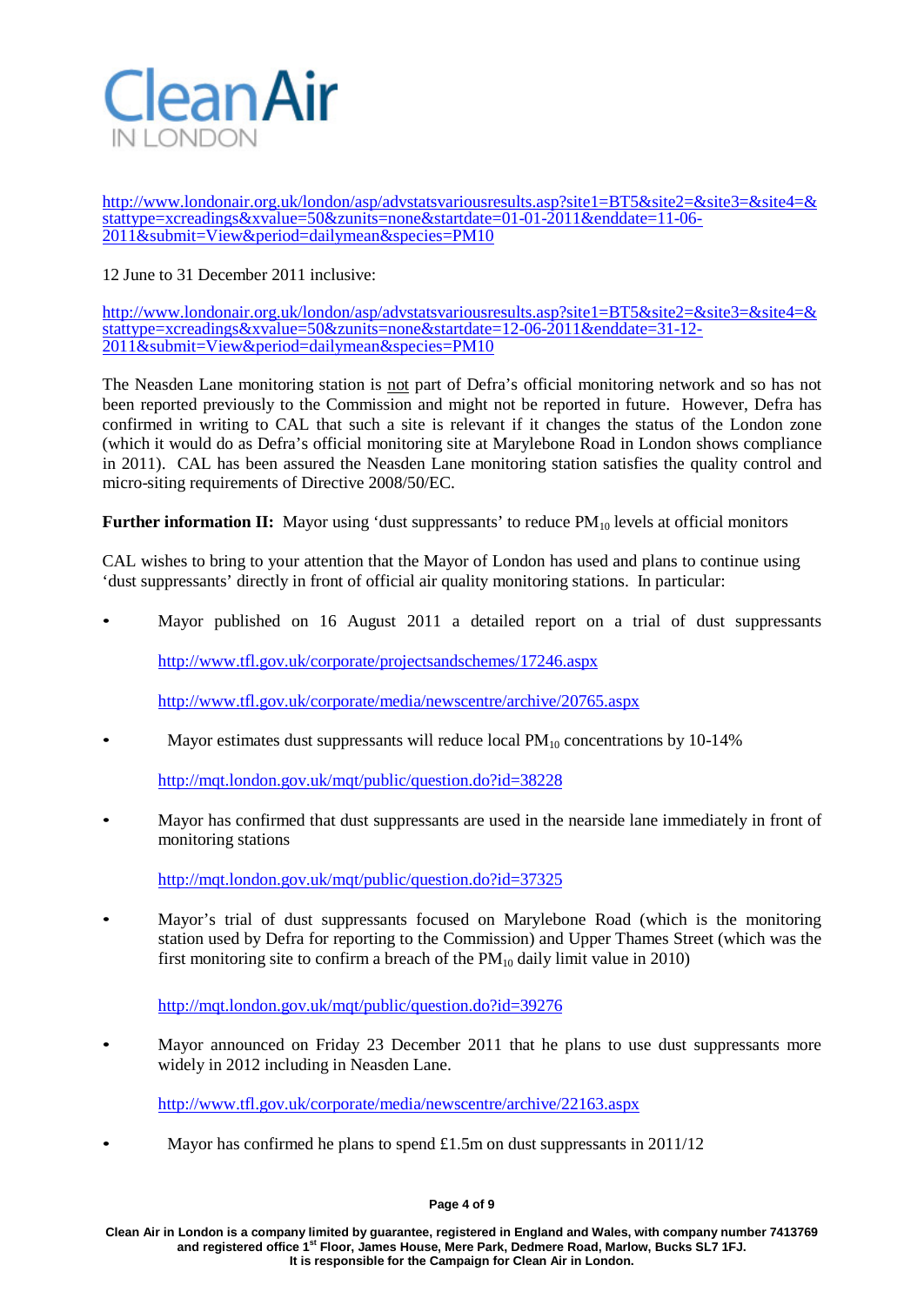http://www.londonair.org.uk/london/asp/advstatsvariousresults.asp?site1=BT5&site2=&site3=&site4=&stattype=xcreadings&xvalue=50&zunits=none&startdate=01-01-2011&enddate=11-06-2011&submit=View&period=dailymean&species=PM10

12 June to 31 December 2011 inclusive:

http://www.londonair.org.uk/london/asp/advstatsvariousresults.asp?site1=BT5&site2=&site3=&site4=&stattype=xcreadings&xvalue=50&zunits=none&startdate=12-06-2011&enddate=31-12-2011&submit=View&period=dailymean&species=PM10

The Neasden Lane monitoring station is not part of Defra's official monitoring network and so has not been reported previously to the Commission and might not be reported in future. However, Defra has confirmed in writing to CAL that such a site is relevant if it changes the status of the London zone (which it would do as Defra's official monitoring site at Marylebone Road in London shows compliance in 2011). CAL has been assured the Neasden Lane monitoring station satisfies the quality control and micro-siting requirements of Directive 2008/50/EC.

**Further information II:** Mayor using 'dust suppressants' to reduce $PM_{10}$ levels at official monitors

CAL wishes to bring to your attention that the Mayor of London has used and plans to continue using 'dust suppressants' directly in front of official air quality monitoring stations. In particular:

- Mayor published on 16 August 2011 a detailed report on a trial of dust suppressants

  http://www.tfl.gov.uk/corporate/projectsandschemes/17246.aspx

  http://www.tfl.gov.uk/corporate/media/newscentre/archive/20765.aspx

- Mayor estimates dust suppressants will reduce local $PM_{10}$ concentrations by 10-14%

  http://mqt.london.gov.uk/mqt/public/question.do?id=38228

- Mayor has confirmed that dust suppressants are used in the nearside lane immediately in front of monitoring stations

  http://mqt.london.gov.uk/mqt/public/question.do?id=37325

- Mayor's trial of dust suppressants focused on Marylebone Road (which is the monitoring station used by Defra for reporting to the Commission) and Upper Thames Street (which was the first monitoring site to confirm a breach of the $PM_{10}$ daily limit value in 2010)

  http://mqt.london.gov.uk/mqt/public/question.do?id=39276

- Mayor announced on Friday 23 December 2011 that he plans to use dust suppressants more widely in 2012 including in Neasden Lane.

  http://www.tfl.gov.uk/corporate/media/newscentre/archive/22163.aspx

- Mayor has confirmed he plans to spend £1.5m on dust suppressants in 2011/12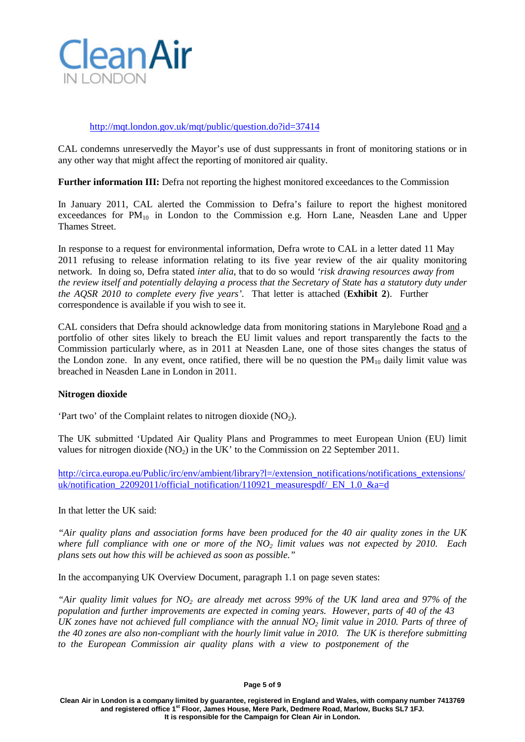http://mqt.london.gov.uk/mqt/public/question.do?id=37414

CAL condemns unreservedly the Mayor's use of dust suppressants in front of monitoring stations or in any other way that might affect the reporting of monitored air quality.

**Further information III:** Defra not reporting the highest monitored exceedances to the Commission

In January 2011, CAL alerted the Commission to Defra's failure to report the highest monitored exceedances for $PM_{10}$ in London to the Commission e.g. Horn Lane, Neasden Lane and Upper Thames Street.

In response to a request for environmental information, Defra wrote to CAL in a letter dated 11 May 2011 refusing to release information relating to its five year review of the air quality monitoring network. In doing so, Defra stated *inter alia*, that to do so would *'risk drawing resources away from the review itself and potentially delaying a process that the Secretary of State has a statutory duty under the AQSR 2010 to complete every five years'*. That letter is attached (**Exhibit 2**). Further correspondence is available if you wish to see it.

CAL considers that Defra should acknowledge data from monitoring stations in Marylebone Road and a portfolio of other sites likely to breach the EU limit values and report transparently the facts to the Commission particularly where, as in 2011 at Neasden Lane, one of those sites changes the status of the London zone. In any event, once ratified, there will be no question the $PM_{10}$ daily limit value was breached in Neasden Lane in London in 2011.

**Nitrogen dioxide**

'Part two' of the Complaint relates to nitrogen dioxide ($NO_2$).

The UK submitted 'Updated Air Quality Plans and Programmes to meet European Union (EU) limit values for nitrogen dioxide ($NO_2$) in the UK' to the Commission on 22 September 2011.

http://circa.europa.eu/Public/irc/env/ambient/library?l=/extension_notifications/notifications_extensions/uk/notification_22092011/official_notification/110921_measurespdf/_EN_1.0_&a=d

In that letter the UK said:

*"Air quality plans and association forms have been produced for the 40 air quality zones in the UK where full compliance with one or more of the $NO_2$ limit values was not expected by 2010. Each plans sets out how this will be achieved as soon as possible."*

In the accompanying UK Overview Document, paragraph 1.1 on page seven states:

*"Air quality limit values for $NO_2$ are already met across 99% of the UK land area and 97% of the population and further improvements are expected in coming years. However, parts of 40 of the 43 UK zones have not achieved full compliance with the annual $NO_2$ limit value in 2010. Parts of three of the 40 zones are also non-compliant with the hourly limit value in 2010. The UK is therefore submitting to the European Commission air quality plans with a view to postponement of the*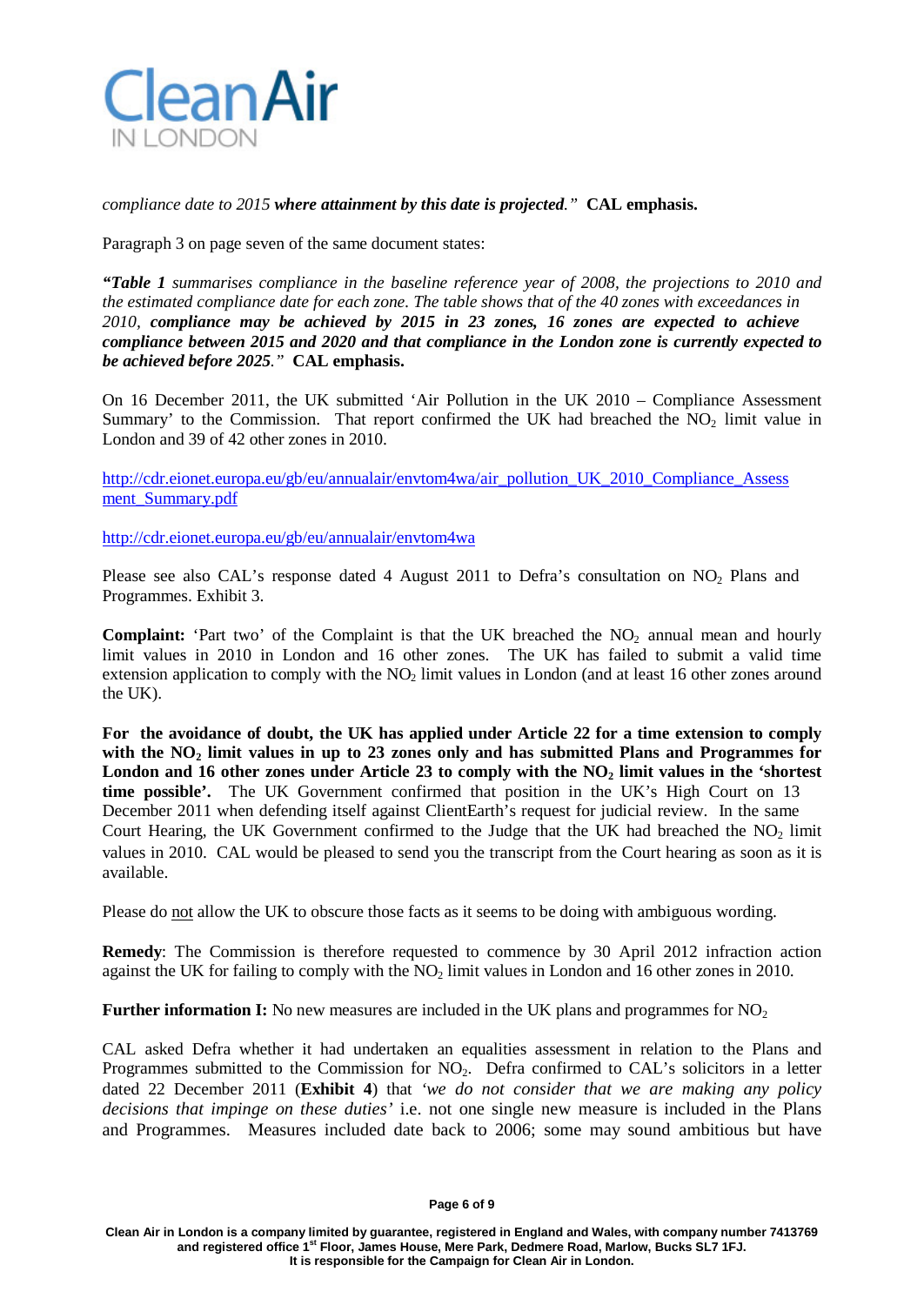*compliance date to 2015* ***where attainment by this date is projected****."* **CAL emphasis.**

Paragraph 3 on page seven of the same document states:

***"Table 1*** *summarises compliance in the baseline reference year of 2008, the projections to 2010 and the estimated compliance date for each zone. The table shows that of the 40 zones with exceedances in 2010,* ***compliance may be achieved by 2015 in 23 zones, 16 zones are expected to achieve compliance between 2015 and 2020 and that compliance in the London zone is currently expected to be achieved before 2025****."* **CAL emphasis.**

On 16 December 2011, the UK submitted 'Air Pollution in the UK 2010 – Compliance Assessment Summary' to the Commission. That report confirmed the UK had breached the $NO_2$ limit value in London and 39 of 42 other zones in 2010.

http://cdr.eionet.europa.eu/gb/eu/annualair/envtom4wa/air_pollution_UK_2010_Compliance_Assessment_Summary.pdf

http://cdr.eionet.europa.eu/gb/eu/annualair/envtom4wa

Please see also CAL's response dated 4 August 2011 to Defra's consultation on $NO_2$ Plans and Programmes. Exhibit 3.

**Complaint:** 'Part two' of the Complaint is that the UK breached the $NO_2$ annual mean and hourly limit values in 2010 in London and 16 other zones. The UK has failed to submit a valid time extension application to comply with the $NO_2$ limit values in London (and at least 16 other zones around the UK).

**For the avoidance of doubt, the UK has applied under Article 22 for a time extension to comply with the $NO_2$ limit values in up to 23 zones only and has submitted Plans and Programmes for London and 16 other zones under Article 23 to comply with the $NO_2$ limit values in the 'shortest time possible'.** The UK Government confirmed that position in the UK's High Court on 13 December 2011 when defending itself against ClientEarth's request for judicial review. In the same Court Hearing, the UK Government confirmed to the Judge that the UK had breached the $NO_2$ limit values in 2010. CAL would be pleased to send you the transcript from the Court hearing as soon as it is available.

Please do not allow the UK to obscure those facts as it seems to be doing with ambiguous wording.

**Remedy**: The Commission is therefore requested to commence by 30 April 2012 infraction action against the UK for failing to comply with the $NO_2$ limit values in London and 16 other zones in 2010.

**Further information I:** No new measures are included in the UK plans and programmes for $NO_2$

CAL asked Defra whether it had undertaken an equalities assessment in relation to the Plans and Programmes submitted to the Commission for $NO_2$. Defra confirmed to CAL's solicitors in a letter dated 22 December 2011 (**Exhibit 4**) that *'we do not consider that we are making any policy decisions that impinge on these duties'* i.e. not one single new measure is included in the Plans and Programmes. Measures included date back to 2006; some may sound ambitious but have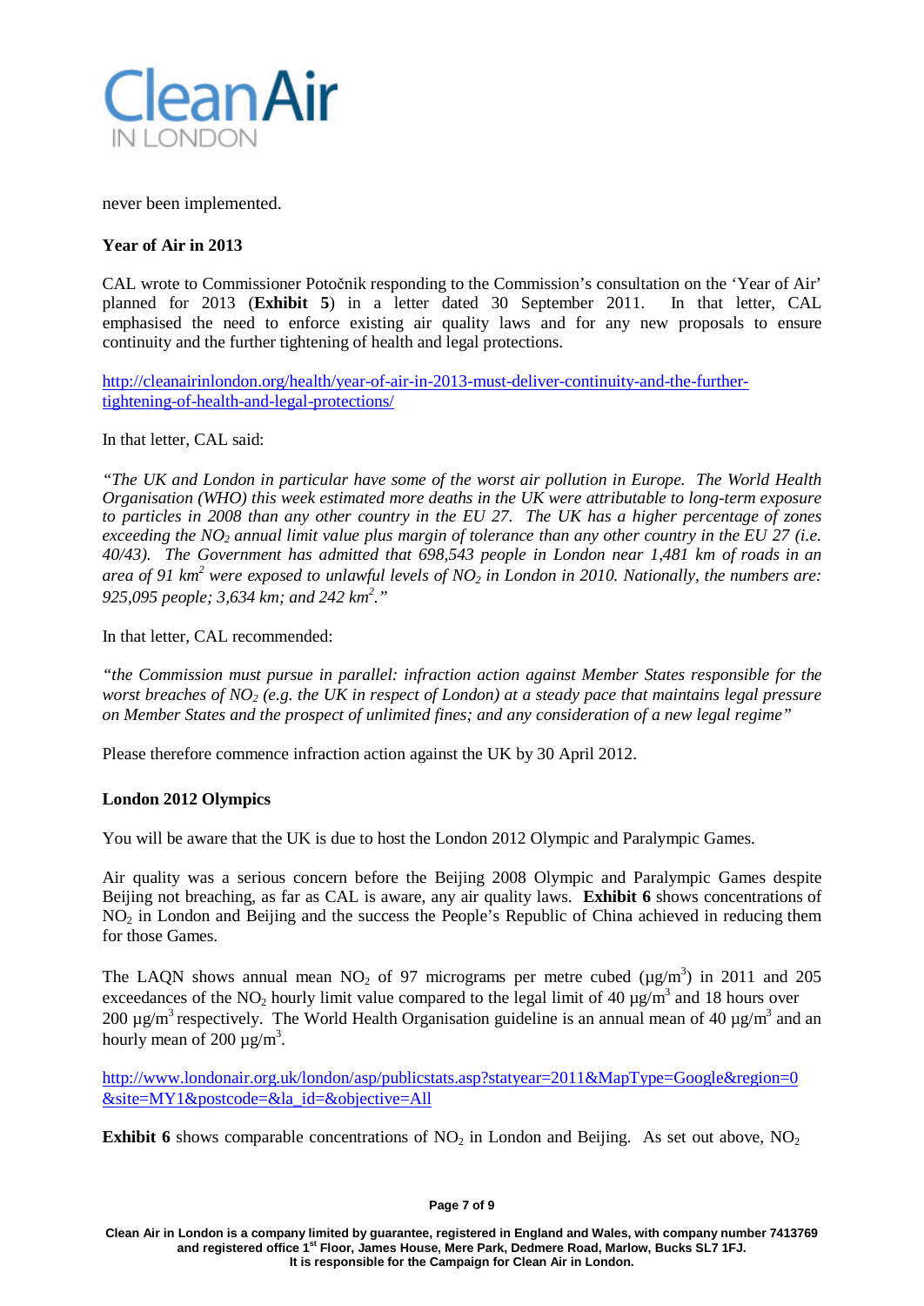never been implemented.

**Year of Air in 2013**

CAL wrote to Commissioner Potočnik responding to the Commission's consultation on the 'Year of Air' planned for 2013 (**Exhibit 5**) in a letter dated 30 September 2011. In that letter, CAL emphasised the need to enforce existing air quality laws and for any new proposals to ensure continuity and the further tightening of health and legal protections.

http://cleanairinlondon.org/health/year-of-air-in-2013-must-deliver-continuity-and-the-further-tightening-of-health-and-legal-protections/

In that letter, CAL said:

*"The UK and London in particular have some of the worst air pollution in Europe. The World Health Organisation (WHO) this week estimated more deaths in the UK were attributable to long-term exposure to particles in 2008 than any other country in the EU 27. The UK has a higher percentage of zones exceeding the $NO_2$ annual limit value plus margin of tolerance than any other country in the EU 27 (i.e. 40/43). The Government has admitted that 698,543 people in London near 1,481 km of roads in an area of 91 $km^2$ were exposed to unlawful levels of $NO_2$ in London in 2010. Nationally, the numbers are: 925,095 people; 3,634 km; and 242 $km^2$."*

In that letter, CAL recommended:

*"the Commission must pursue in parallel: infraction action against Member States responsible for the worst breaches of $NO_2$ (e.g. the UK in respect of London) at a steady pace that maintains legal pressure on Member States and the prospect of unlimited fines; and any consideration of a new legal regime"*

Please therefore commence infraction action against the UK by 30 April 2012.

**London 2012 Olympics**

You will be aware that the UK is due to host the London 2012 Olympic and Paralympic Games.

Air quality was a serious concern before the Beijing 2008 Olympic and Paralympic Games despite Beijing not breaching, as far as CAL is aware, any air quality laws. **Exhibit 6** shows concentrations of $NO_2$ in London and Beijing and the success the People's Republic of China achieved in reducing them for those Games.

The LAQN shows annual mean $NO_2$ of 97 micrograms per metre cubed ($\mu g/m^3$) in 2011 and 205 exceedances of the $NO_2$ hourly limit value compared to the legal limit of 40 $\mu g/m^3$ and 18 hours over 200 $\mu g/m^3$ respectively. The World Health Organisation guideline is an annual mean of 40 $\mu g/m^3$ and an hourly mean of 200 $\mu g/m^3$.

http://www.londonair.org.uk/london/asp/publicstats.asp?statyear=2011&MapType=Google&region=0&site=MY1&postcode=&la_id=&objective=All

**Exhibit 6** shows comparable concentrations of $NO_2$ in London and Beijing. As set out above, $NO_2$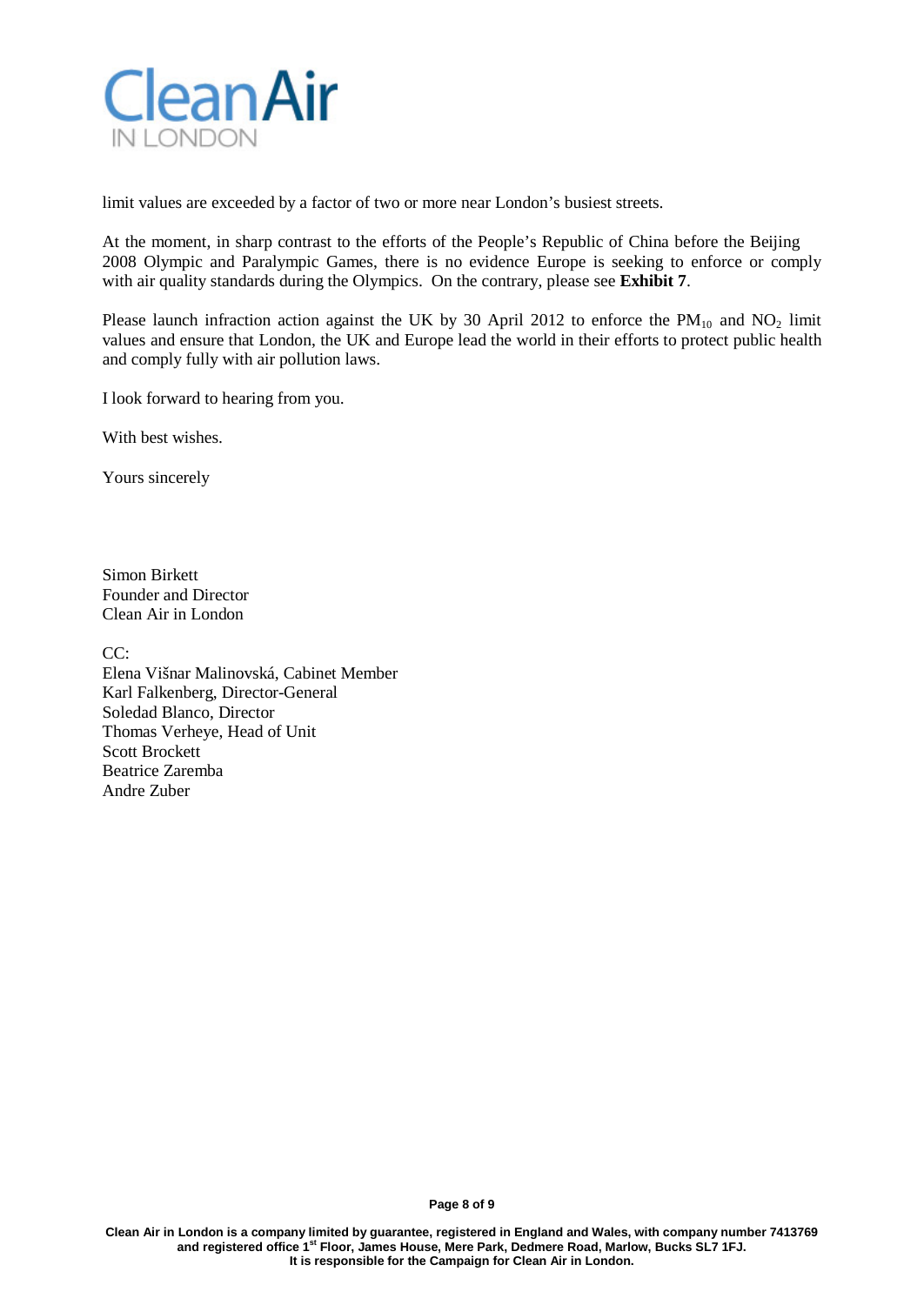limit values are exceeded by a factor of two or more near London's busiest streets.

At the moment, in sharp contrast to the efforts of the People's Republic of China before the Beijing 2008 Olympic and Paralympic Games, there is no evidence Europe is seeking to enforce or comply with air quality standards during the Olympics. On the contrary, please see **Exhibit 7**.

Please launch infraction action against the UK by 30 April 2012 to enforce the $PM_{10}$ and $NO_2$ limit values and ensure that London, the UK and Europe lead the world in their efforts to protect public health and comply fully with air pollution laws.

I look forward to hearing from you.

With best wishes.

Yours sincerely

Simon Birkett
Founder and Director
Clean Air in London

CC:
Elena Višnar Malinovská, Cabinet Member
Karl Falkenberg, Director-General
Soledad Blanco, Director
Thomas Verheye, Head of Unit
Scott Brockett
Beatrice Zaremba
Andre Zuber

**Clean Air in London is a company limited by guarantee, registered in England and Wales, with company number 7413769 and registered office 1st Floor, James House, Mere Park, Dedmere Road, Marlow, Bucks SL7 1FJ. It is responsible for the Campaign for Clean Air in London.**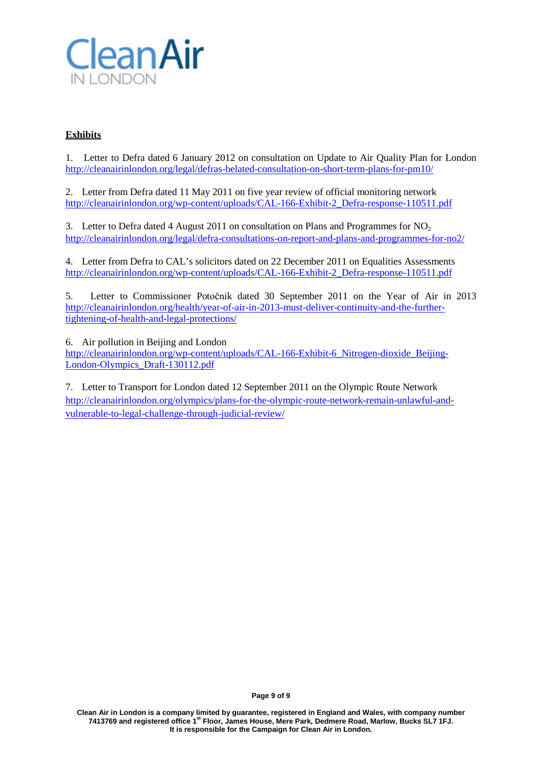Clean Air
IN LONDON

**Exhibits**

1. Letter to Defra dated 6 January 2012 on consultation on Update to Air Quality Plan for London
http://cleanairinlondon.org/legal/defras-belated-consultation-on-short-term-plans-for-pm10/

2. Letter from Defra dated 11 May 2011 on five year review of official monitoring network
http://cleanairinlondon.org/wp-content/uploads/CAL-166-Exhibit-2_Defra-response-110511.pdf

3. Letter to Defra dated 4 August 2011 on consultation on Plans and Programmes for $NO_2$
http://cleanairinlondon.org/legal/defra-consultations-on-report-and-plans-and-programmes-for-no2/

4. Letter from Defra to CAL's solicitors dated on 22 December 2011 on Equalities Assessments
http://cleanairinlondon.org/wp-content/uploads/CAL-166-Exhibit-2_Defra-response-110511.pdf

5. Letter to Commissioner Potočnik dated 30 September 2011 on the Year of Air in 2013
http://cleanairinlondon.org/health/year-of-air-in-2013-must-deliver-continuity-and-the-further-tightening-of-health-and-legal-protections/

6. Air pollution in Beijing and London
http://cleanairinlondon.org/wp-content/uploads/CAL-166-Exhibit-6_Nitrogen-dioxide_Beijing-London-Olympics_Draft-130112.pdf

7. Letter to Transport for London dated 12 September 2011 on the Olympic Route Network
http://cleanairinlondon.org/olympics/plans-for-the-olympic-route-network-remain-unlawful-and-vulnerable-to-legal-challenge-through-judicial-review/

**Clean Air in London is a company limited by guarantee, registered in England and Wales, with company number 7413769 and registered office 1st Floor, James House, Mere Park, Dedmere Road, Marlow, Bucks SL7 1FJ. It is responsible for the Campaign for Clean Air in London.**